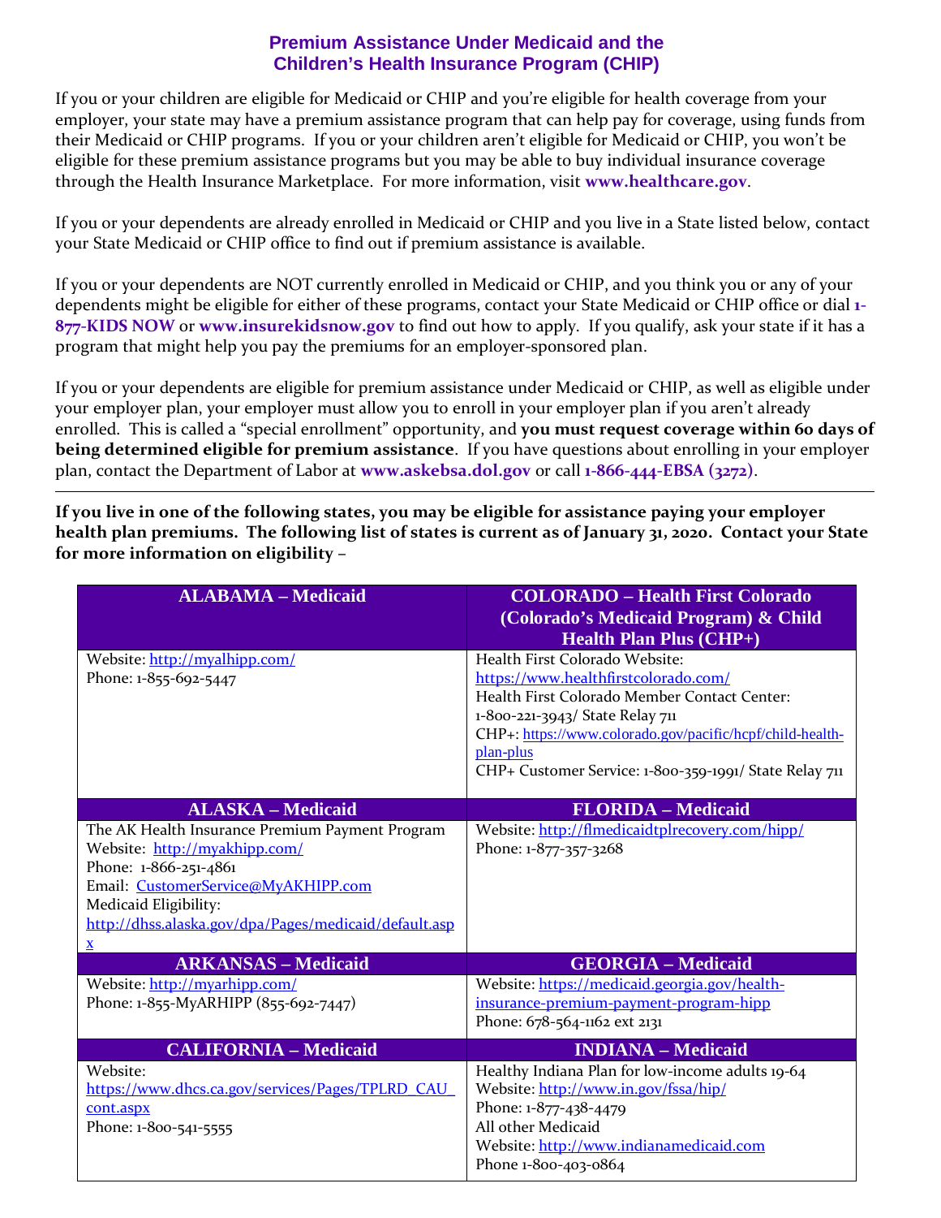# Premium Assistance Under Medicaid and the Children's Health Insurance Program (CHIP)

If you or your children are eligible for Medicaid or CHIP and you're eligible for health coverage from your employer, your state may have a premium assistance program that can help pay for coverage, using funds from their Medicaid or CHIP programs. If you or your children aren't eligible for Medicaid or CHIP, you won't be eligible for these premium assistance programs but you may be able to buy individual insurance coverage through the Health Insurance Marketplace. For more information, visit **www.healthcare.gov**.

If you or your dependents are already enrolled in Medicaid or CHIP and you live in a State listed below, contact your State Medicaid or CHIP office to find out if premium assistance is available.

If you or your dependents are NOT currently enrolled in Medicaid or CHIP, and you think you or any of your dependents might be eligible for either of these programs, contact your State Medicaid or CHIP office or dial **1-877-KIDS NOW** or **www.insurekidsnow.gov** to find out how to apply. If you qualify, ask your state if it has a program that might help you pay the premiums for an employer-sponsored plan.

If you or your dependents are eligible for premium assistance under Medicaid or CHIP, as well as eligible under your employer plan, your employer must allow you to enroll in your employer plan if you aren't already enrolled. This is called a "special enrollment" opportunity, and **you must request coverage within 60 days of being determined eligible for premium assistance**. If you have questions about enrolling in your employer plan, contact the Department of Labor at **www.askebsa.dol.gov** or call **1-866-444-EBSA (3272)**.

---

**If you live in one of the following states, you may be eligible for assistance paying your employer health plan premiums. The following list of states is current as of January 31, 2020. Contact your State for more information on eligibility –**

| ALABAMA – Medicaid | COLORADO – Health First Colorado (Colorado's Medicaid Program) & Child Health Plan Plus (CHP+) |
|---|---|
| Website: http://myalhipp.com/<br>Phone: 1-855-692-5447 | Health First Colorado Website: https://www.healthfirstcolorado.com/<br>Health First Colorado Member Contact Center: 1-800-221-3943/ State Relay 711<br>CHP+: https://www.colorado.gov/pacific/hcpf/child-health-plan-plus<br>CHP+ Customer Service: 1-800-359-1991/ State Relay 711 |
| **ALASKA – Medicaid** | **FLORIDA – Medicaid** |
| The AK Health Insurance Premium Payment Program<br>Website: http://myakhipp.com/<br>Phone: 1-866-251-4861<br>Email: CustomerService@MyAKHIPP.com<br>Medicaid Eligibility: http://dhss.alaska.gov/dpa/Pages/medicaid/default.aspx | Website: http://flmedicaidtplrecovery.com/hipp/<br>Phone: 1-877-357-3268 |
| **ARKANSAS – Medicaid** | **GEORGIA – Medicaid** |
| Website: http://myarhipp.com/<br>Phone: 1-855-MyARHIPP (855-692-7447) | Website: https://medicaid.georgia.gov/health-insurance-premium-payment-program-hipp<br>Phone: 678-564-1162 ext 2131 |
| **CALIFORNIA – Medicaid** | **INDIANA – Medicaid** |
| Website: https://www.dhcs.ca.gov/services/Pages/TPLRD_CAU_cont.aspx<br>Phone: 1-800-541-5555 | Healthy Indiana Plan for low-income adults 19-64<br>Website: http://www.in.gov/fssa/hip/<br>Phone: 1-877-438-4479<br>All other Medicaid<br>Website: http://www.indianamedicaid.com<br>Phone 1-800-403-0864 |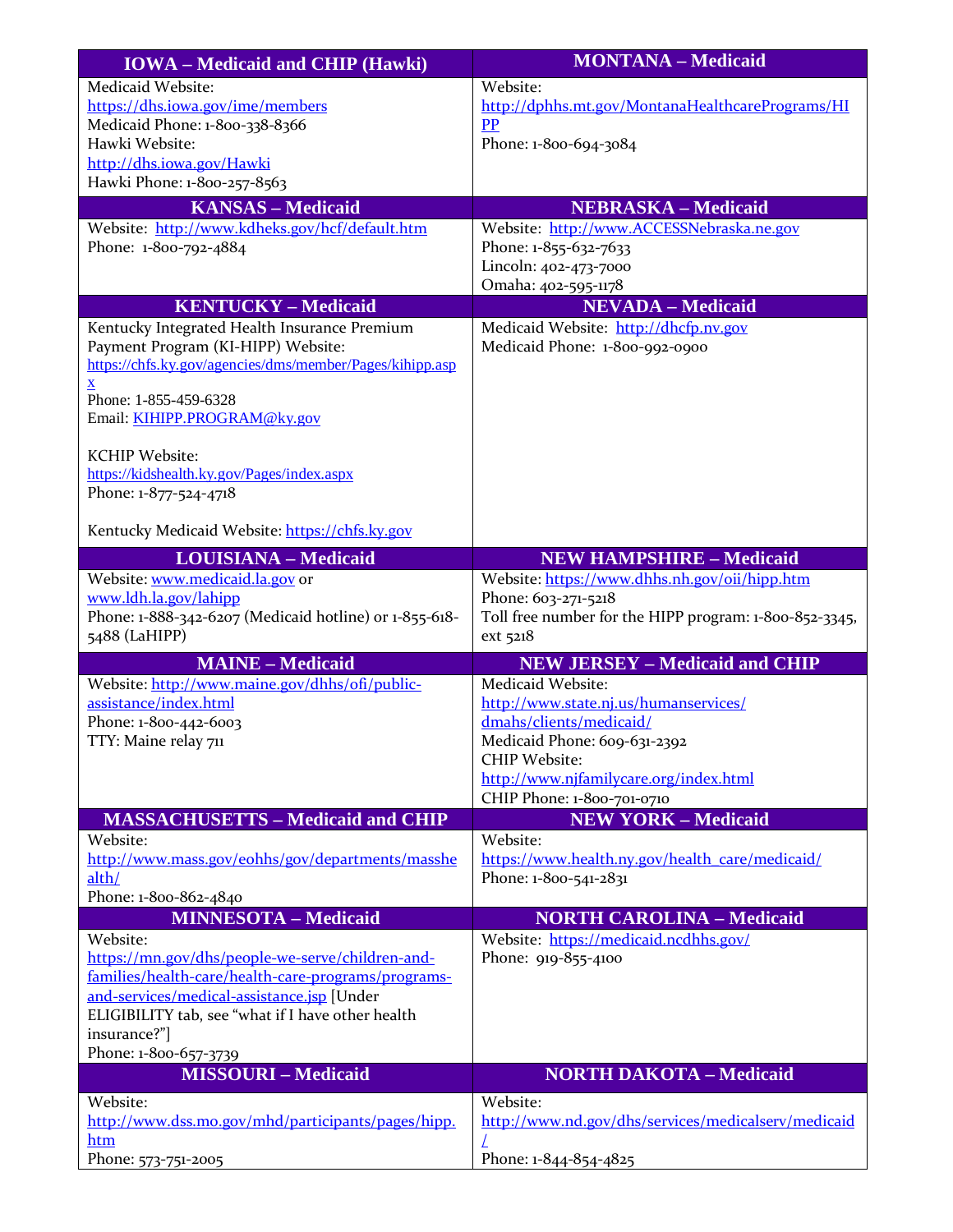| IOWA – Medicaid and CHIP (Hawki) | MONTANA – Medicaid |
|---|---|
| Medicaid Website: https://dhs.iowa.gov/ime/members<br>Medicaid Phone: 1-800-338-8366<br>Hawki Website: http://dhs.iowa.gov/Hawki<br>Hawki Phone: 1-800-257-8563 | Website: http://dphhs.mt.gov/MontanaHealthcarePrograms/HIPP<br>Phone: 1-800-694-3084 |
| **KANSAS – Medicaid** | **NEBRASKA – Medicaid** |
| Website: http://www.kdheks.gov/hcf/default.htm<br>Phone: 1-800-792-4884 | Website: http://www.ACCESSNebraska.ne.gov<br>Phone: 1-855-632-7633<br>Lincoln: 402-473-7000<br>Omaha: 402-595-1178 |
| **KENTUCKY – Medicaid** | **NEVADA – Medicaid** |
| Kentucky Integrated Health Insurance Premium Payment Program (KI-HIPP) Website: https://chfs.ky.gov/agencies/dms/member/Pages/kihipp.aspx<br>Phone: 1-855-459-6328<br>Email: KIHIPP.PROGRAM@ky.gov<br><br>KCHIP Website: https://kidshealth.ky.gov/Pages/index.aspx<br>Phone: 1-877-524-4718<br><br>Kentucky Medicaid Website: https://chfs.ky.gov | Medicaid Website: http://dhcfp.nv.gov<br>Medicaid Phone: 1-800-992-0900 |
| **LOUISIANA – Medicaid** | **NEW HAMPSHIRE – Medicaid** |
| Website: www.medicaid.la.gov or www.ldh.la.gov/lahipp<br>Phone: 1-888-342-6207 (Medicaid hotline) or 1-855-618-5488 (LaHIPP) | Website: https://www.dhhs.nh.gov/oii/hipp.htm<br>Phone: 603-271-5218<br>Toll free number for the HIPP program: 1-800-852-3345, ext 5218 |
| **MAINE – Medicaid** | **NEW JERSEY – Medicaid and CHIP** |
| Website: http://www.maine.gov/dhhs/ofi/public-assistance/index.html<br>Phone: 1-800-442-6003<br>TTY: Maine relay 711 | Medicaid Website: http://www.state.nj.us/humanservices/dmahs/clients/medicaid/<br>Medicaid Phone: 609-631-2392<br>CHIP Website: http://www.njfamilycare.org/index.html<br>CHIP Phone: 1-800-701-0710 |
| **MASSACHUSETTS – Medicaid and CHIP** | **NEW YORK – Medicaid** |
| Website: http://www.mass.gov/eohhs/gov/departments/masshealth/<br>Phone: 1-800-862-4840 | Website: https://www.health.ny.gov/health_care/medicaid/<br>Phone: 1-800-541-2831 |
| **MINNESOTA – Medicaid** | **NORTH CAROLINA – Medicaid** |
| Website: https://mn.gov/dhs/people-we-serve/children-and-families/health-care/health-care-programs/programs-and-services/medical-assistance.jsp [Under ELIGIBILITY tab, see "what if I have other health insurance?"]<br>Phone: 1-800-657-3739 | Website: https://medicaid.ncdhhs.gov/<br>Phone: 919-855-4100 |
| **MISSOURI – Medicaid** | **NORTH DAKOTA – Medicaid** |
| Website: http://www.dss.mo.gov/mhd/participants/pages/hipp.htm<br>Phone: 573-751-2005 | Website: http://www.nd.gov/dhs/services/medicalserv/medicaid/<br>Phone: 1-844-854-4825 |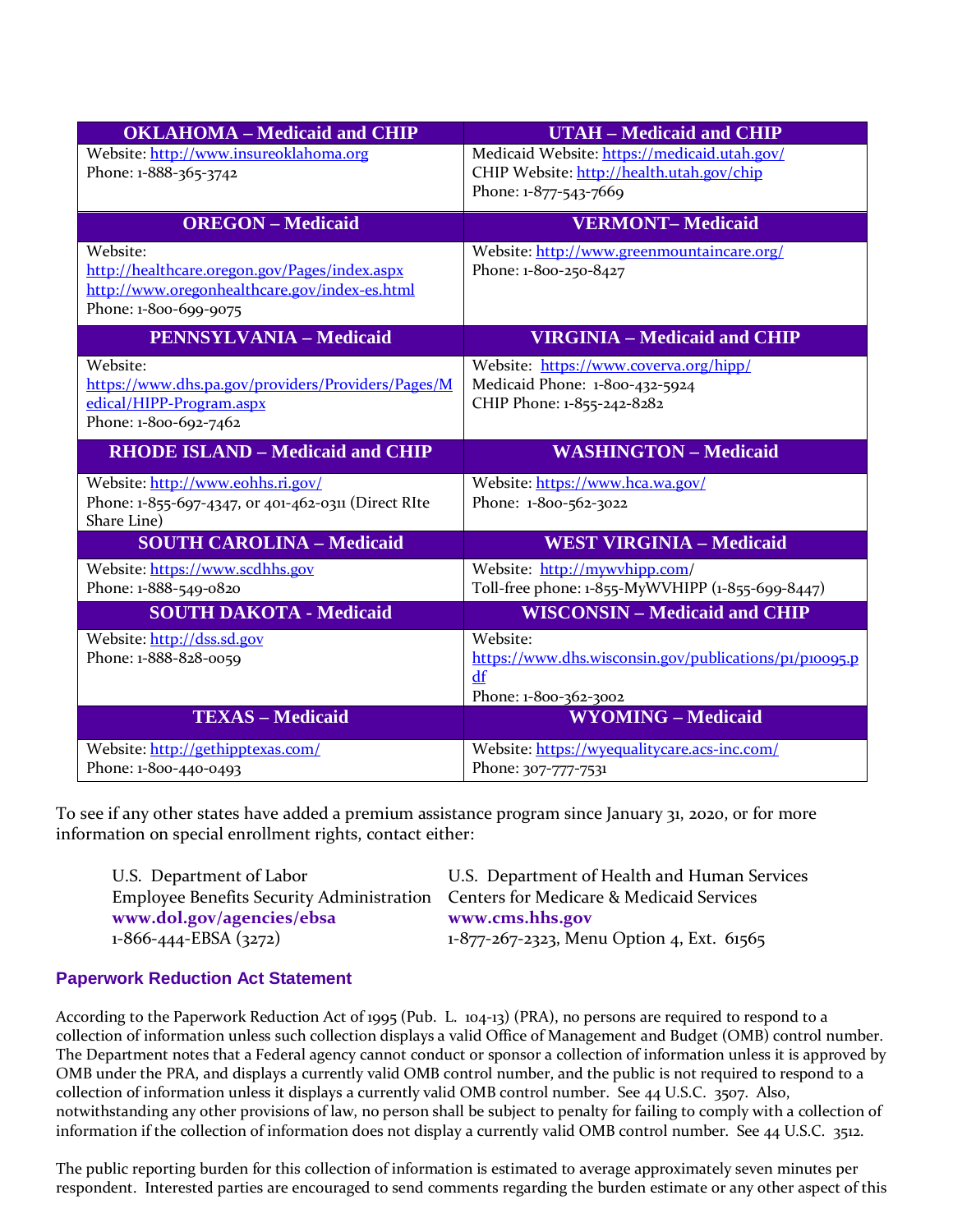| OKLAHOMA – Medicaid and CHIP | UTAH – Medicaid and CHIP |
|---|---|
| Website: http://www.insureoklahoma.org<br>Phone: 1-888-365-3742 | Medicaid Website: https://medicaid.utah.gov/<br>CHIP Website: http://health.utah.gov/chip<br>Phone: 1-877-543-7669 |
| **OREGON – Medicaid** | **VERMONT– Medicaid** |
| Website:<br>http://healthcare.oregon.gov/Pages/index.aspx<br>http://www.oregonhealthcare.gov/index-es.html<br>Phone: 1-800-699-9075 | Website: http://www.greenmountaincare.org/<br>Phone: 1-800-250-8427 |
| **PENNSYLVANIA – Medicaid** | **VIRGINIA – Medicaid and CHIP** |
| Website:<br>https://www.dhs.pa.gov/providers/Providers/Pages/Medical/HIPP-Program.aspx<br>Phone: 1-800-692-7462 | Website: https://www.coverva.org/hipp/<br>Medicaid Phone: 1-800-432-5924<br>CHIP Phone: 1-855-242-8282 |
| **RHODE ISLAND – Medicaid and CHIP** | **WASHINGTON – Medicaid** |
| Website: http://www.eohhs.ri.gov/<br>Phone: 1-855-697-4347, or 401-462-0311 (Direct RIte Share Line) | Website: https://www.hca.wa.gov/<br>Phone: 1-800-562-3022 |
| **SOUTH CAROLINA – Medicaid** | **WEST VIRGINIA – Medicaid** |
| Website: https://www.scdhhs.gov<br>Phone: 1-888-549-0820 | Website: http://mywvhipp.com/<br>Toll-free phone: 1-855-MyWVHIPP (1-855-699-8447) |
| **SOUTH DAKOTA - Medicaid** | **WISCONSIN – Medicaid and CHIP** |
| Website: http://dss.sd.gov<br>Phone: 1-888-828-0059 | Website:<br>https://www.dhs.wisconsin.gov/publications/p1/p10095.pdf<br>Phone: 1-800-362-3002 |
| **TEXAS – Medicaid** | **WYOMING – Medicaid** |
| Website: http://gethipptexas.com/<br>Phone: 1-800-440-0493 | Website: https://wyequalitycare.acs-inc.com/<br>Phone: 307-777-7531 |

To see if any other states have added a premium assistance program since January 31, 2020, or for more information on special enrollment rights, contact either:

U.S. Department of Labor
Employee Benefits Security Administration
**www.dol.gov/agencies/ebsa**
1-866-444-EBSA (3272)

U.S. Department of Health and Human Services
Centers for Medicare & Medicaid Services
**www.cms.hhs.gov**
1-877-267-2323, Menu Option 4, Ext. 61565

## Paperwork Reduction Act Statement

According to the Paperwork Reduction Act of 1995 (Pub. L. 104-13) (PRA), no persons are required to respond to a collection of information unless such collection displays a valid Office of Management and Budget (OMB) control number. The Department notes that a Federal agency cannot conduct or sponsor a collection of information unless it is approved by OMB under the PRA, and displays a currently valid OMB control number, and the public is not required to respond to a collection of information unless it displays a currently valid OMB control number. See 44 U.S.C. 3507. Also, notwithstanding any other provisions of law, no person shall be subject to penalty for failing to comply with a collection of information if the collection of information does not display a currently valid OMB control number. See 44 U.S.C. 3512.

The public reporting burden for this collection of information is estimated to average approximately seven minutes per respondent. Interested parties are encouraged to send comments regarding the burden estimate or any other aspect of this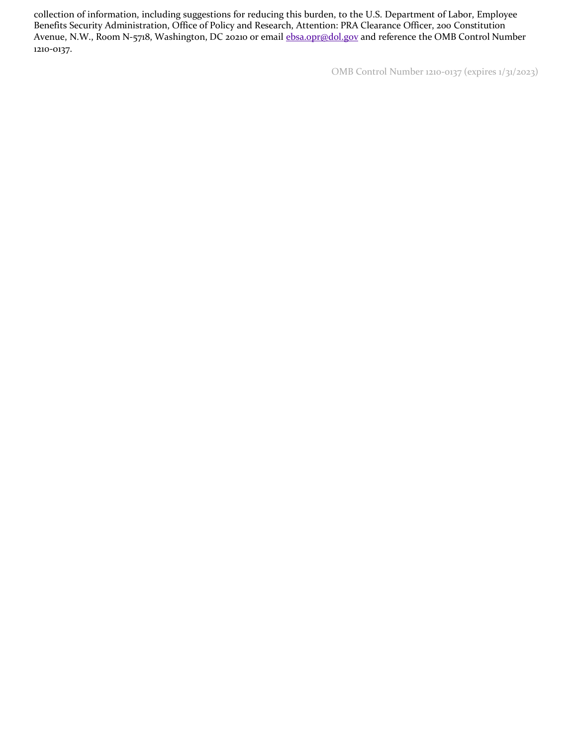collection of information, including suggestions for reducing this burden, to the U.S. Department of Labor, Employee Benefits Security Administration, Office of Policy and Research, Attention: PRA Clearance Officer, 200 Constitution Avenue, N.W., Room N-5718, Washington, DC 20210 or email [ebsa.opr@dol.gov](mailto:ebsa.opr@dol.gov) and reference the OMB Control Number 1210-0137.

OMB Control Number 1210-0137 (expires 1/31/2023)